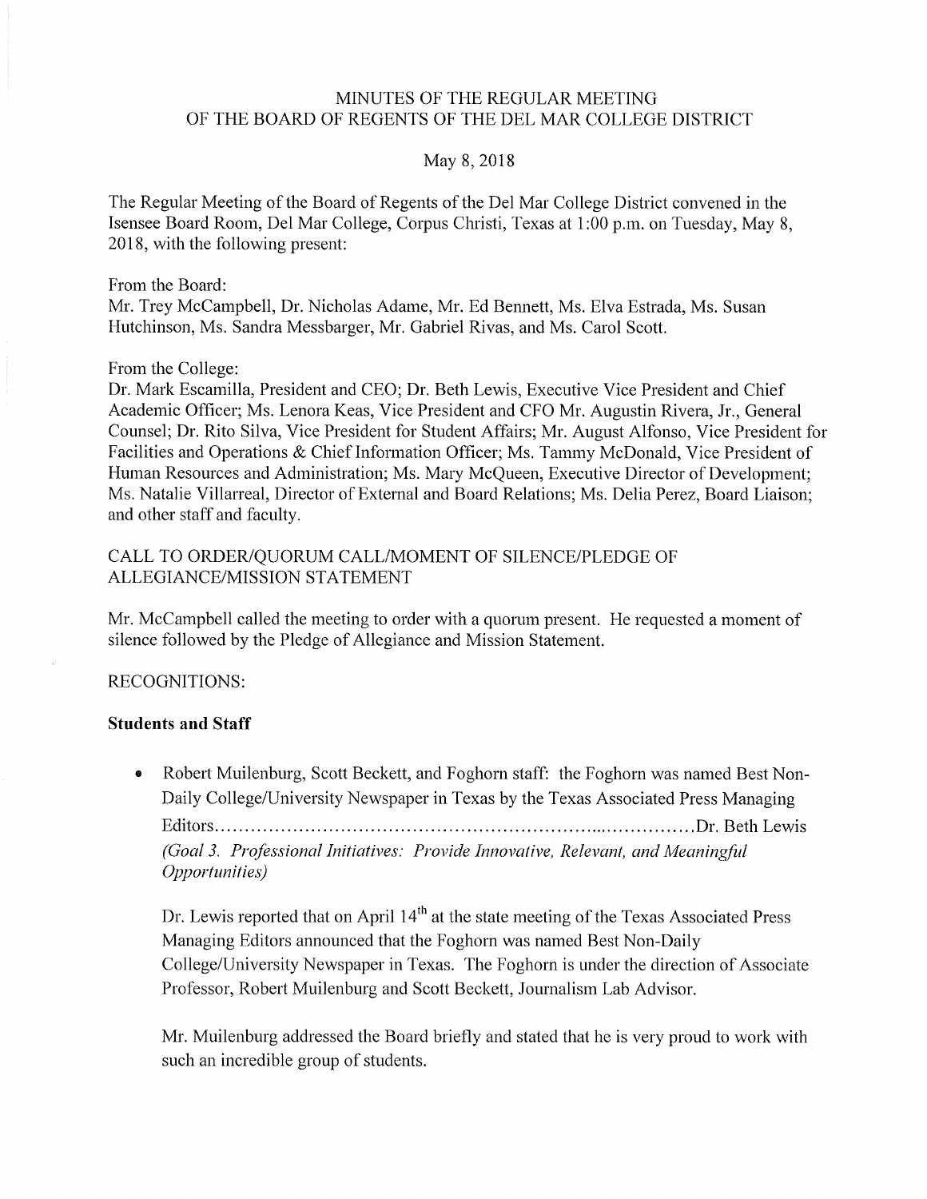# MINUTES OF THE REGULAR MEETING
# OF THE BOARD OF REGENTS OF THE DEL MAR COLLEGE DISTRICT

May 8, 2018

The Regular Meeting of the Board of Regents of the Del Mar College District convened in the Isensee Board Room, Del Mar College, Corpus Christi, Texas at 1:00 p.m. on Tuesday, May 8, 2018, with the following present:

From the Board:
Mr. Trey McCampbell, Dr. Nicholas Adame, Mr. Ed Bennett, Ms. Elva Estrada, Ms. Susan Hutchinson, Ms. Sandra Messbarger, Mr. Gabriel Rivas, and Ms. Carol Scott.

From the College:
Dr. Mark Escamilla, President and CEO; Dr. Beth Lewis, Executive Vice President and Chief Academic Officer; Ms. Lenora Keas, Vice President and CFO Mr. Augustin Rivera, Jr., General Counsel; Dr. Rito Silva, Vice President for Student Affairs; Mr. August Alfonso, Vice President for Facilities and Operations & Chief Information Officer; Ms. Tammy McDonald, Vice President of Human Resources and Administration; Ms. Mary McQueen, Executive Director of Development; Ms. Natalie Villarreal, Director of External and Board Relations; Ms. Delia Perez, Board Liaison; and other staff and faculty.

CALL TO ORDER/QUORUM CALL/MOMENT OF SILENCE/PLEDGE OF ALLEGIANCE/MISSION STATEMENT

Mr. McCampbell called the meeting to order with a quorum present. He requested a moment of silence followed by the Pledge of Allegiance and Mission Statement.

RECOGNITIONS:

**Students and Staff**

- Robert Muilenburg, Scott Beckett, and Foghorn staff: the Foghorn was named Best Non-Daily College/University Newspaper in Texas by the Texas Associated Press Managing Editors……………………………………………………………………………Dr. Beth Lewis
  *(Goal 3. Professional Initiatives: Provide Innovative, Relevant, and Meaningful Opportunities)*

  Dr. Lewis reported that on April 14th at the state meeting of the Texas Associated Press Managing Editors announced that the Foghorn was named Best Non-Daily College/University Newspaper in Texas. The Foghorn is under the direction of Associate Professor, Robert Muilenburg and Scott Beckett, Journalism Lab Advisor.

  Mr. Muilenburg addressed the Board briefly and stated that he is very proud to work with such an incredible group of students.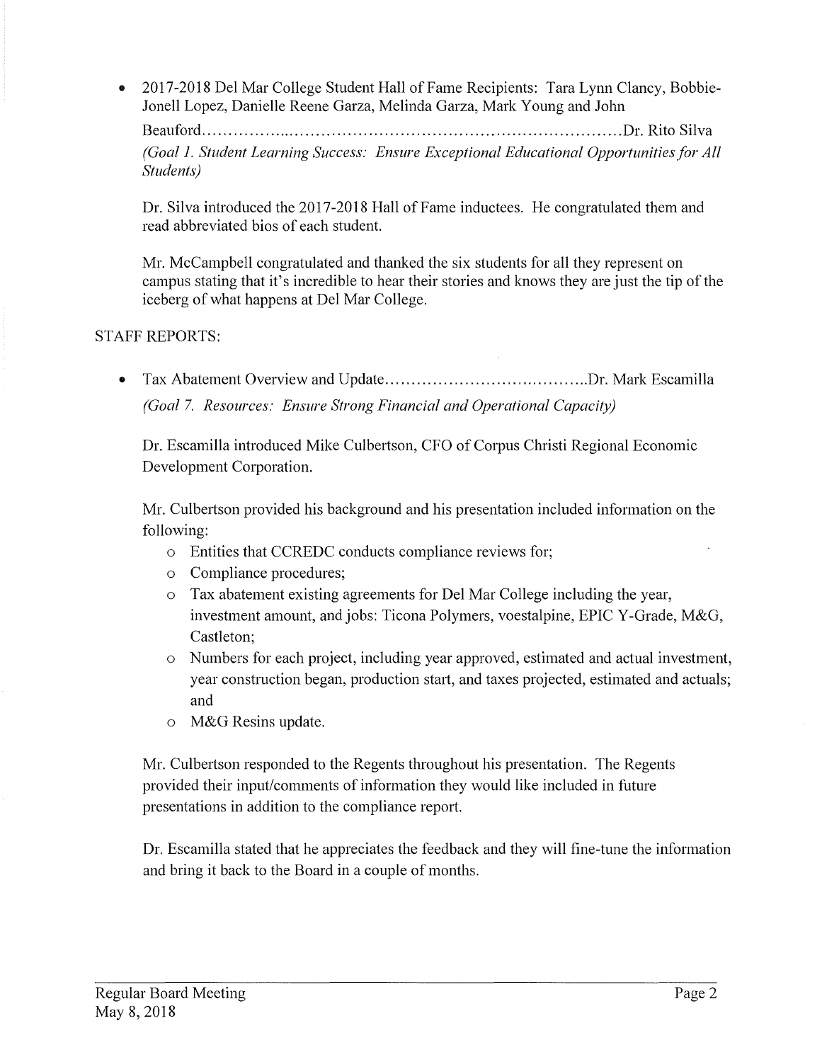- 2017-2018 Del Mar College Student Hall of Fame Recipients: Tara Lynn Clancy, Bobbie-Jonell Lopez, Danielle Reene Garza, Melinda Garza, Mark Young and John Beauford..............................................................................Dr. Rito Silva

  *(Goal 1. Student Learning Success: Ensure Exceptional Educational Opportunities for All Students)*

  Dr. Silva introduced the 2017-2018 Hall of Fame inductees. He congratulated them and read abbreviated bios of each student.

  Mr. McCampbell congratulated and thanked the six students for all they represent on campus stating that it's incredible to hear their stories and knows they are just the tip of the iceberg of what happens at Del Mar College.

STAFF REPORTS:

- Tax Abatement Overview and Update.........................................Dr. Mark Escamilla

  *(Goal 7. Resources: Ensure Strong Financial and Operational Capacity)*

  Dr. Escamilla introduced Mike Culbertson, CFO of Corpus Christi Regional Economic Development Corporation.

  Mr. Culbertson provided his background and his presentation included information on the following:
  - Entities that CCREDC conducts compliance reviews for;
  - Compliance procedures;
  - Tax abatement existing agreements for Del Mar College including the year, investment amount, and jobs: Ticona Polymers, voestalpine, EPIC Y-Grade, M&G, Castleton;
  - Numbers for each project, including year approved, estimated and actual investment, year construction began, production start, and taxes projected, estimated and actuals; and
  - M&G Resins update.

  Mr. Culbertson responded to the Regents throughout his presentation. The Regents provided their input/comments of information they would like included in future presentations in addition to the compliance report.

  Dr. Escamilla stated that he appreciates the feedback and they will fine-tune the information and bring it back to the Board in a couple of months.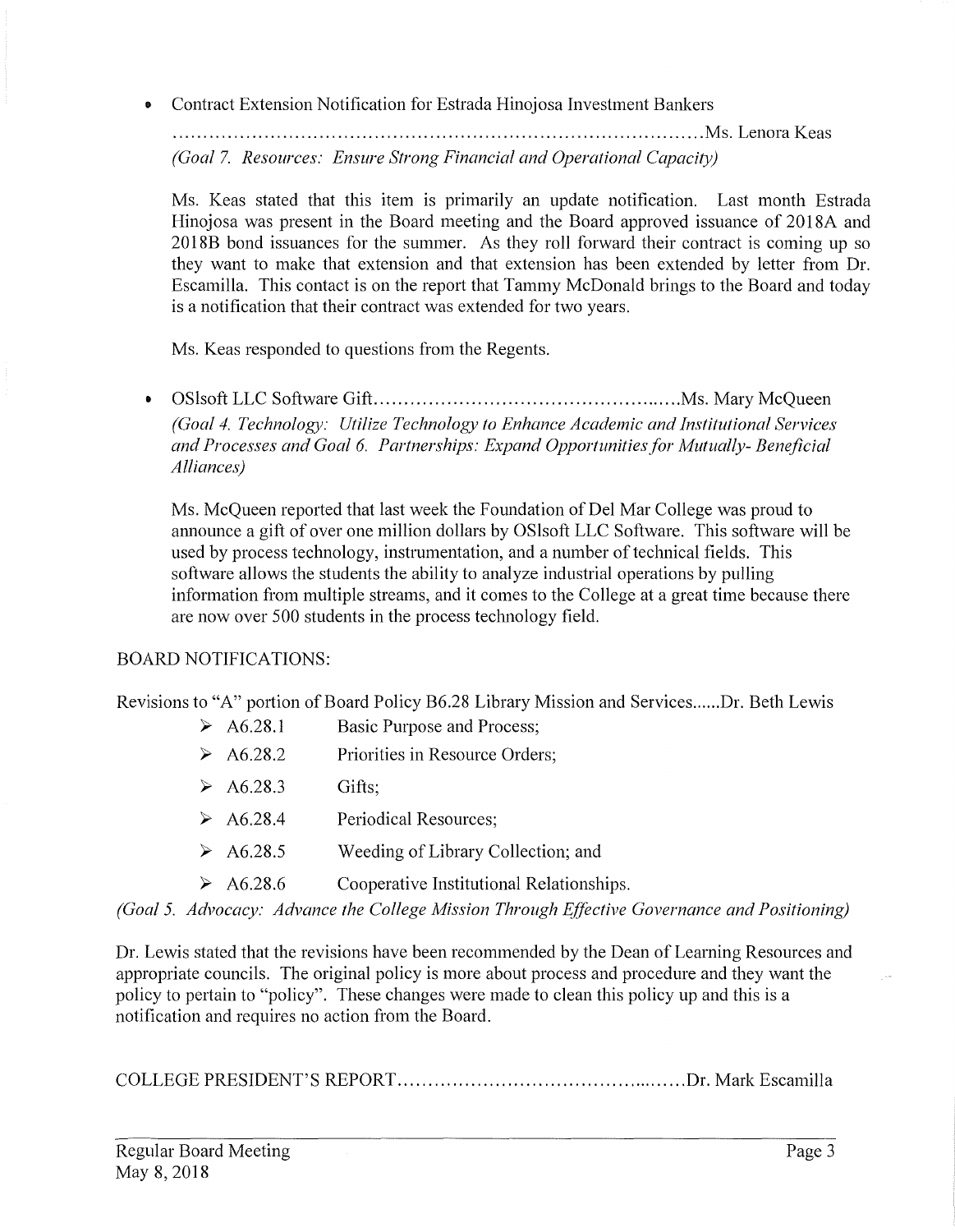- Contract Extension Notification for Estrada Hinojosa Investment Bankers

  ........................................................................................Ms. Lenora Keas

  *(Goal 7. Resources: Ensure Strong Financial and Operational Capacity)*

  Ms. Keas stated that this item is primarily an update notification. Last month Estrada Hinojosa was present in the Board meeting and the Board approved issuance of 2018A and 2018B bond issuances for the summer. As they roll forward their contract is coming up so they want to make that extension and that extension has been extended by letter from Dr. Escamilla. This contact is on the report that Tammy McDonald brings to the Board and today is a notification that their contract was extended for two years.

  Ms. Keas responded to questions from the Regents.

- OSIsoft LLC Software Gift.................................................Ms. Mary McQueen

  *(Goal 4. Technology: Utilize Technology to Enhance Academic and Institutional Services and Processes and Goal 6. Partnerships: Expand Opportunities for Mutually- Beneficial Alliances)*

  Ms. McQueen reported that last week the Foundation of Del Mar College was proud to announce a gift of over one million dollars by OSIsoft LLC Software. This software will be used by process technology, instrumentation, and a number of technical fields. This software allows the students the ability to analyze industrial operations by pulling information from multiple streams, and it comes to the College at a great time because there are now over 500 students in the process technology field.

BOARD NOTIFICATIONS:

Revisions to "A" portion of Board Policy B6.28 Library Mission and Services......Dr. Beth Lewis

- A6.28.1 Basic Purpose and Process;
- A6.28.2 Priorities in Resource Orders;
- A6.28.3 Gifts;
- A6.28.4 Periodical Resources;
- A6.28.5 Weeding of Library Collection; and
- A6.28.6 Cooperative Institutional Relationships.

*(Goal 5. Advocacy: Advance the College Mission Through Effective Governance and Positioning)*

Dr. Lewis stated that the revisions have been recommended by the Dean of Learning Resources and appropriate councils. The original policy is more about process and procedure and they want the policy to pertain to "policy". These changes were made to clean this policy up and this is a notification and requires no action from the Board.

COLLEGE PRESIDENT'S REPORT.............................................Dr. Mark Escamilla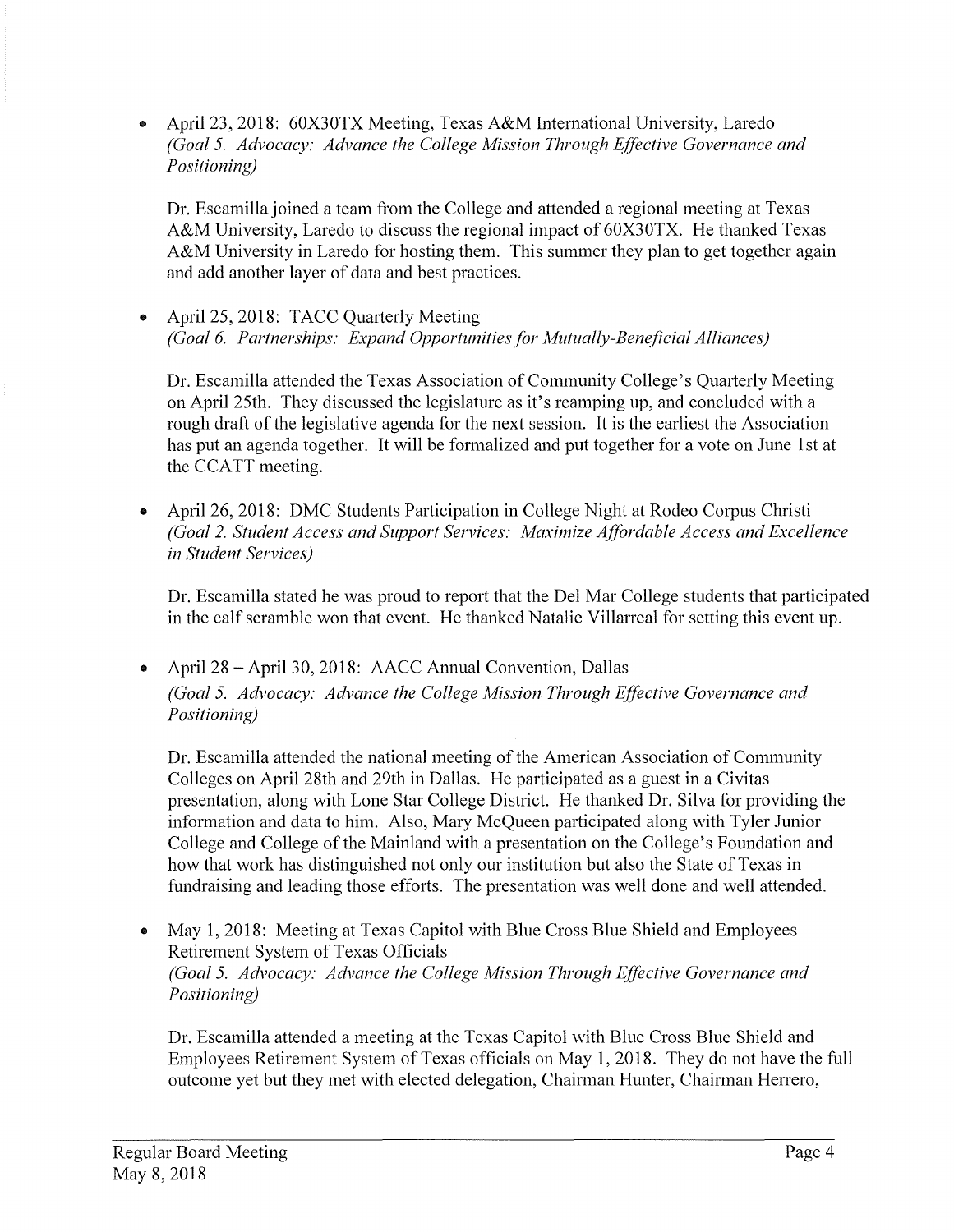- April 23, 2018: 60X30TX Meeting, Texas A&M International University, Laredo
  *(Goal 5. Advocacy: Advance the College Mission Through Effective Governance and Positioning)*

  Dr. Escamilla joined a team from the College and attended a regional meeting at Texas A&M University, Laredo to discuss the regional impact of 60X30TX. He thanked Texas A&M University in Laredo for hosting them. This summer they plan to get together again and add another layer of data and best practices.

- April 25, 2018: TACC Quarterly Meeting
  *(Goal 6. Partnerships: Expand Opportunities for Mutually-Beneficial Alliances)*

  Dr. Escamilla attended the Texas Association of Community College's Quarterly Meeting on April 25th. They discussed the legislature as it's reamping up, and concluded with a rough draft of the legislative agenda for the next session. It is the earliest the Association has put an agenda together. It will be formalized and put together for a vote on June 1st at the CCATT meeting.

- April 26, 2018: DMC Students Participation in College Night at Rodeo Corpus Christi
  *(Goal 2. Student Access and Support Services: Maximize Affordable Access and Excellence in Student Services)*

  Dr. Escamilla stated he was proud to report that the Del Mar College students that participated in the calf scramble won that event. He thanked Natalie Villarreal for setting this event up.

- April 28 – April 30, 2018: AACC Annual Convention, Dallas
  *(Goal 5. Advocacy: Advance the College Mission Through Effective Governance and Positioning)*

  Dr. Escamilla attended the national meeting of the American Association of Community Colleges on April 28th and 29th in Dallas. He participated as a guest in a Civitas presentation, along with Lone Star College District. He thanked Dr. Silva for providing the information and data to him. Also, Mary McQueen participated along with Tyler Junior College and College of the Mainland with a presentation on the College's Foundation and how that work has distinguished not only our institution but also the State of Texas in fundraising and leading those efforts. The presentation was well done and well attended.

- May 1, 2018: Meeting at Texas Capitol with Blue Cross Blue Shield and Employees Retirement System of Texas Officials
  *(Goal 5. Advocacy: Advance the College Mission Through Effective Governance and Positioning)*

  Dr. Escamilla attended a meeting at the Texas Capitol with Blue Cross Blue Shield and Employees Retirement System of Texas officials on May 1, 2018. They do not have the full outcome yet but they met with elected delegation, Chairman Hunter, Chairman Herrero,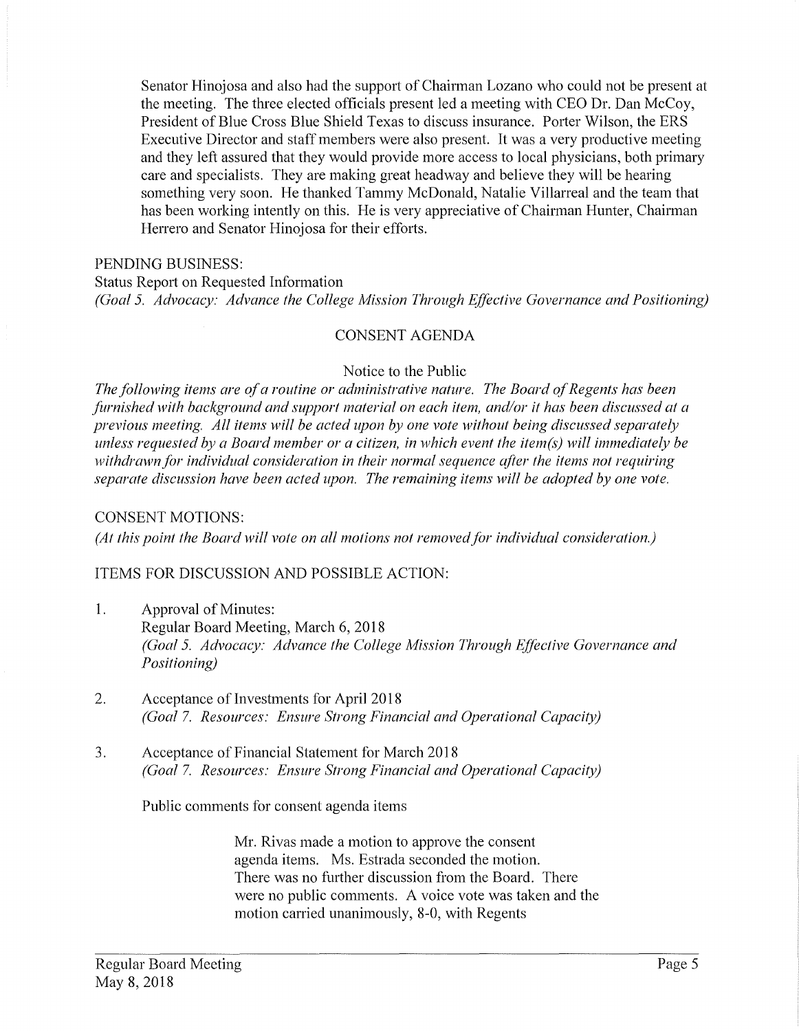Senator Hinojosa and also had the support of Chairman Lozano who could not be present at the meeting. The three elected officials present led a meeting with CEO Dr. Dan McCoy, President of Blue Cross Blue Shield Texas to discuss insurance. Porter Wilson, the ERS Executive Director and staff members were also present. It was a very productive meeting and they left assured that they would provide more access to local physicians, both primary care and specialists. They are making great headway and believe they will be hearing something very soon. He thanked Tammy McDonald, Natalie Villarreal and the team that has been working intently on this. He is very appreciative of Chairman Hunter, Chairman Herrero and Senator Hinojosa for their efforts.

PENDING BUSINESS:

Status Report on Requested Information

*(Goal 5. Advocacy: Advance the College Mission Through Effective Governance and Positioning)*

## CONSENT AGENDA

Notice to the Public

*The following items are of a routine or administrative nature. The Board of Regents has been furnished with background and support material on each item, and/or it has been discussed at a previous meeting. All items will be acted upon by one vote without being discussed separately unless requested by a Board member or a citizen, in which event the item(s) will immediately be withdrawn for individual consideration in their normal sequence after the items not requiring separate discussion have been acted upon. The remaining items will be adopted by one vote.*

CONSENT MOTIONS:

*(At this point the Board will vote on all motions not removed for individual consideration.)*

ITEMS FOR DISCUSSION AND POSSIBLE ACTION:

1. Approval of Minutes:
   Regular Board Meeting, March 6, 2018
   *(Goal 5. Advocacy: Advance the College Mission Through Effective Governance and Positioning)*

2. Acceptance of Investments for April 2018
   *(Goal 7. Resources: Ensure Strong Financial and Operational Capacity)*

3. Acceptance of Financial Statement for March 2018
   *(Goal 7. Resources: Ensure Strong Financial and Operational Capacity)*

   Public comments for consent agenda items

> Mr. Rivas made a motion to approve the consent agenda items. Ms. Estrada seconded the motion. There was no further discussion from the Board. There were no public comments. A voice vote was taken and the motion carried unanimously, 8-0, with Regents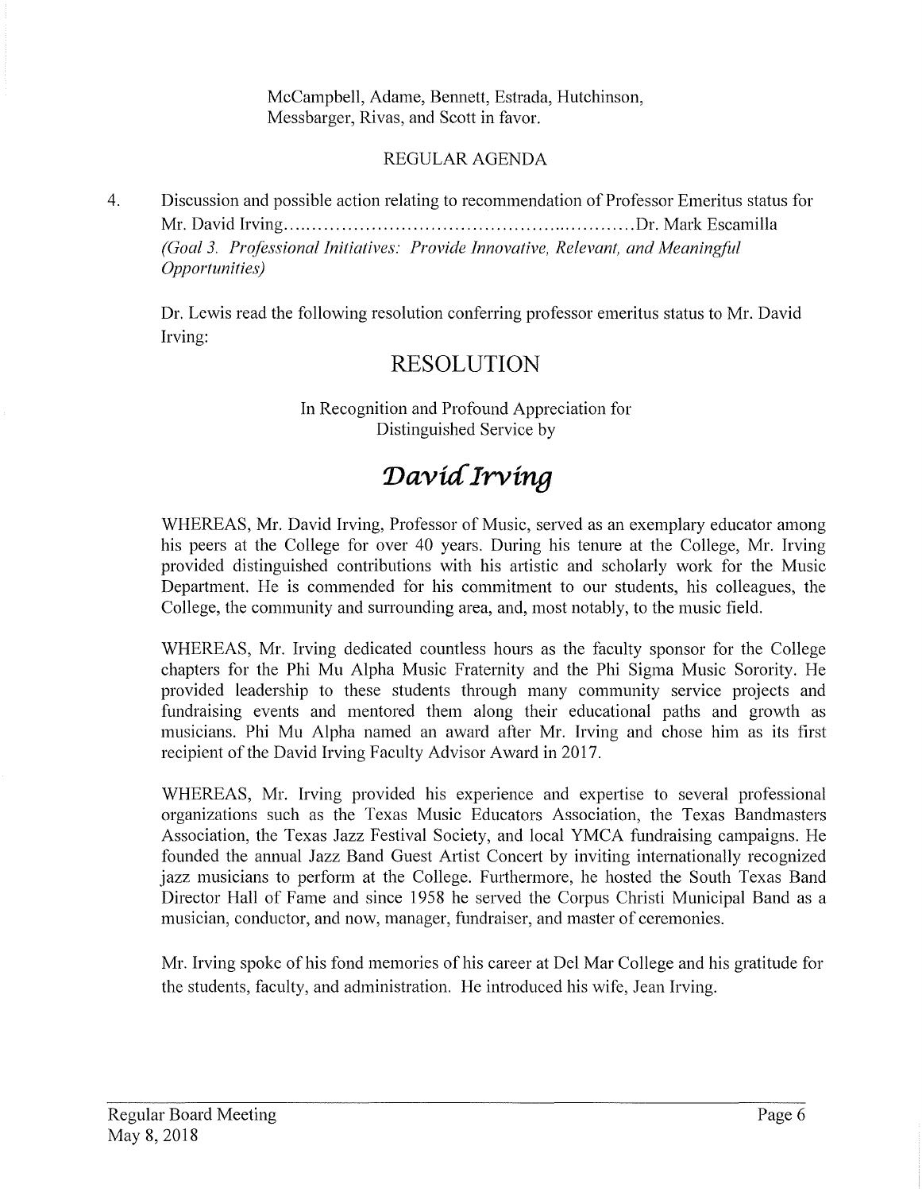McCampbell, Adame, Bennett, Estrada, Hutchinson, Messbarger, Rivas, and Scott in favor.

REGULAR AGENDA

4. Discussion and possible action relating to recommendation of Professor Emeritus status for Mr. David Irving......................................................Dr. Mark Escamilla
*(Goal 3. Professional Initiatives: Provide Innovative, Relevant, and Meaningful Opportunities)*

Dr. Lewis read the following resolution conferring professor emeritus status to Mr. David Irving:

# RESOLUTION

In Recognition and Profound Appreciation for
Distinguished Service by

## *David Irving*

WHEREAS, Mr. David Irving, Professor of Music, served as an exemplary educator among his peers at the College for over 40 years. During his tenure at the College, Mr. Irving provided distinguished contributions with his artistic and scholarly work for the Music Department. He is commended for his commitment to our students, his colleagues, the College, the community and surrounding area, and, most notably, to the music field.

WHEREAS, Mr. Irving dedicated countless hours as the faculty sponsor for the College chapters for the Phi Mu Alpha Music Fraternity and the Phi Sigma Music Sorority. He provided leadership to these students through many community service projects and fundraising events and mentored them along their educational paths and growth as musicians. Phi Mu Alpha named an award after Mr. Irving and chose him as its first recipient of the David Irving Faculty Advisor Award in 2017.

WHEREAS, Mr. Irving provided his experience and expertise to several professional organizations such as the Texas Music Educators Association, the Texas Bandmasters Association, the Texas Jazz Festival Society, and local YMCA fundraising campaigns. He founded the annual Jazz Band Guest Artist Concert by inviting internationally recognized jazz musicians to perform at the College. Furthermore, he hosted the South Texas Band Director Hall of Fame and since 1958 he served the Corpus Christi Municipal Band as a musician, conductor, and now, manager, fundraiser, and master of ceremonies.

Mr. Irving spoke of his fond memories of his career at Del Mar College and his gratitude for the students, faculty, and administration. He introduced his wife, Jean Irving.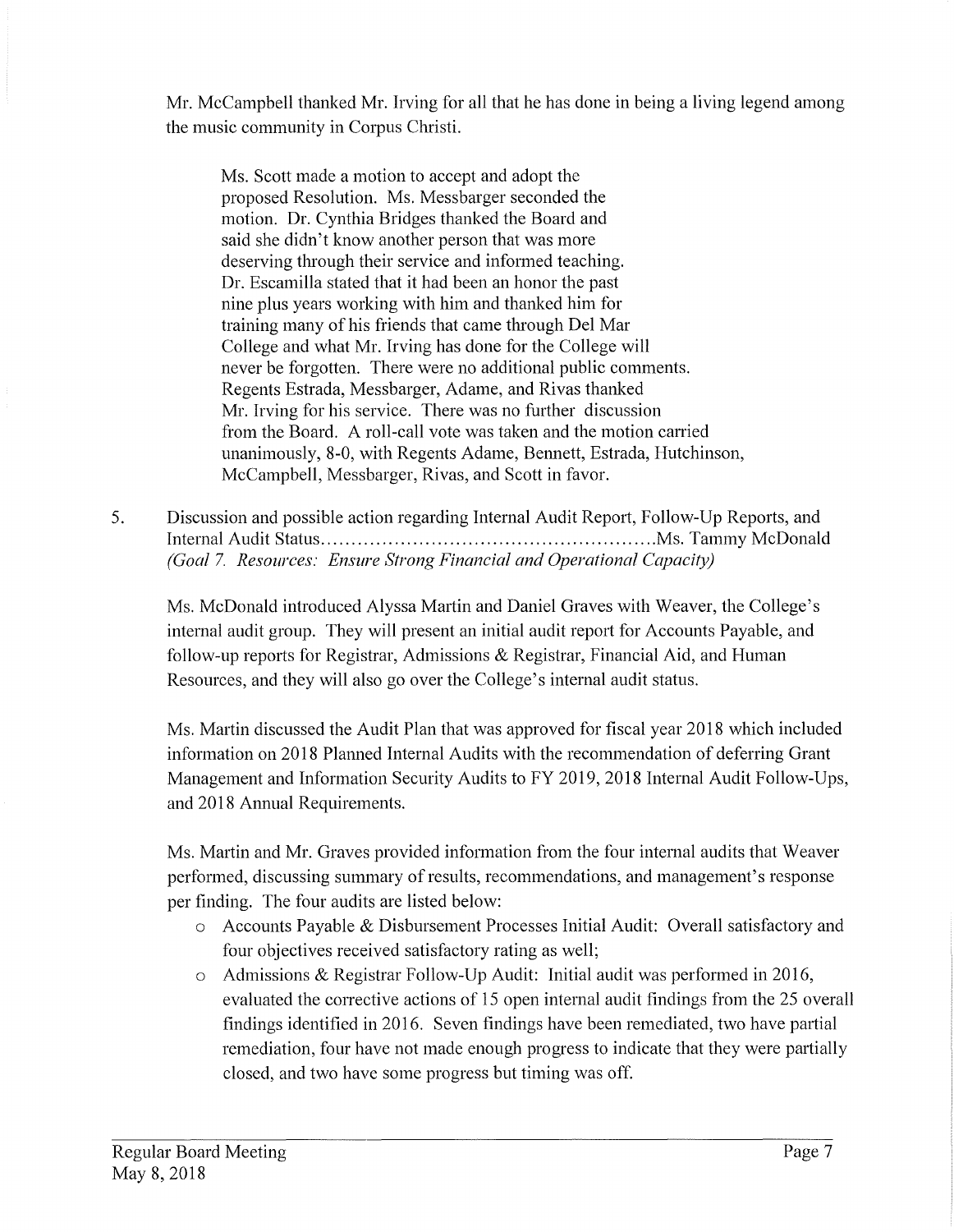Mr. McCampbell thanked Mr. Irving for all that he has done in being a living legend among the music community in Corpus Christi.

> Ms. Scott made a motion to accept and adopt the proposed Resolution. Ms. Messbarger seconded the motion. Dr. Cynthia Bridges thanked the Board and said she didn't know another person that was more deserving through their service and informed teaching. Dr. Escamilla stated that it had been an honor the past nine plus years working with him and thanked him for training many of his friends that came through Del Mar College and what Mr. Irving has done for the College will never be forgotten. There were no additional public comments. Regents Estrada, Messbarger, Adame, and Rivas thanked Mr. Irving for his service. There was no further discussion from the Board. A roll-call vote was taken and the motion carried unanimously, 8-0, with Regents Adame, Bennett, Estrada, Hutchinson, McCampbell, Messbarger, Rivas, and Scott in favor.

5. Discussion and possible action regarding Internal Audit Report, Follow-Up Reports, and Internal Audit Status......................................................Ms. Tammy McDonald
   *(Goal 7. Resources: Ensure Strong Financial and Operational Capacity)*

   Ms. McDonald introduced Alyssa Martin and Daniel Graves with Weaver, the College's internal audit group. They will present an initial audit report for Accounts Payable, and follow-up reports for Registrar, Admissions & Registrar, Financial Aid, and Human Resources, and they will also go over the College's internal audit status.

   Ms. Martin discussed the Audit Plan that was approved for fiscal year 2018 which included information on 2018 Planned Internal Audits with the recommendation of deferring Grant Management and Information Security Audits to FY 2019, 2018 Internal Audit Follow-Ups, and 2018 Annual Requirements.

   Ms. Martin and Mr. Graves provided information from the four internal audits that Weaver performed, discussing summary of results, recommendations, and management's response per finding. The four audits are listed below:

   - Accounts Payable & Disbursement Processes Initial Audit: Overall satisfactory and four objectives received satisfactory rating as well;
   - Admissions & Registrar Follow-Up Audit: Initial audit was performed in 2016, evaluated the corrective actions of 15 open internal audit findings from the 25 overall findings identified in 2016. Seven findings have been remediated, two have partial remediation, four have not made enough progress to indicate that they were partially closed, and two have some progress but timing was off.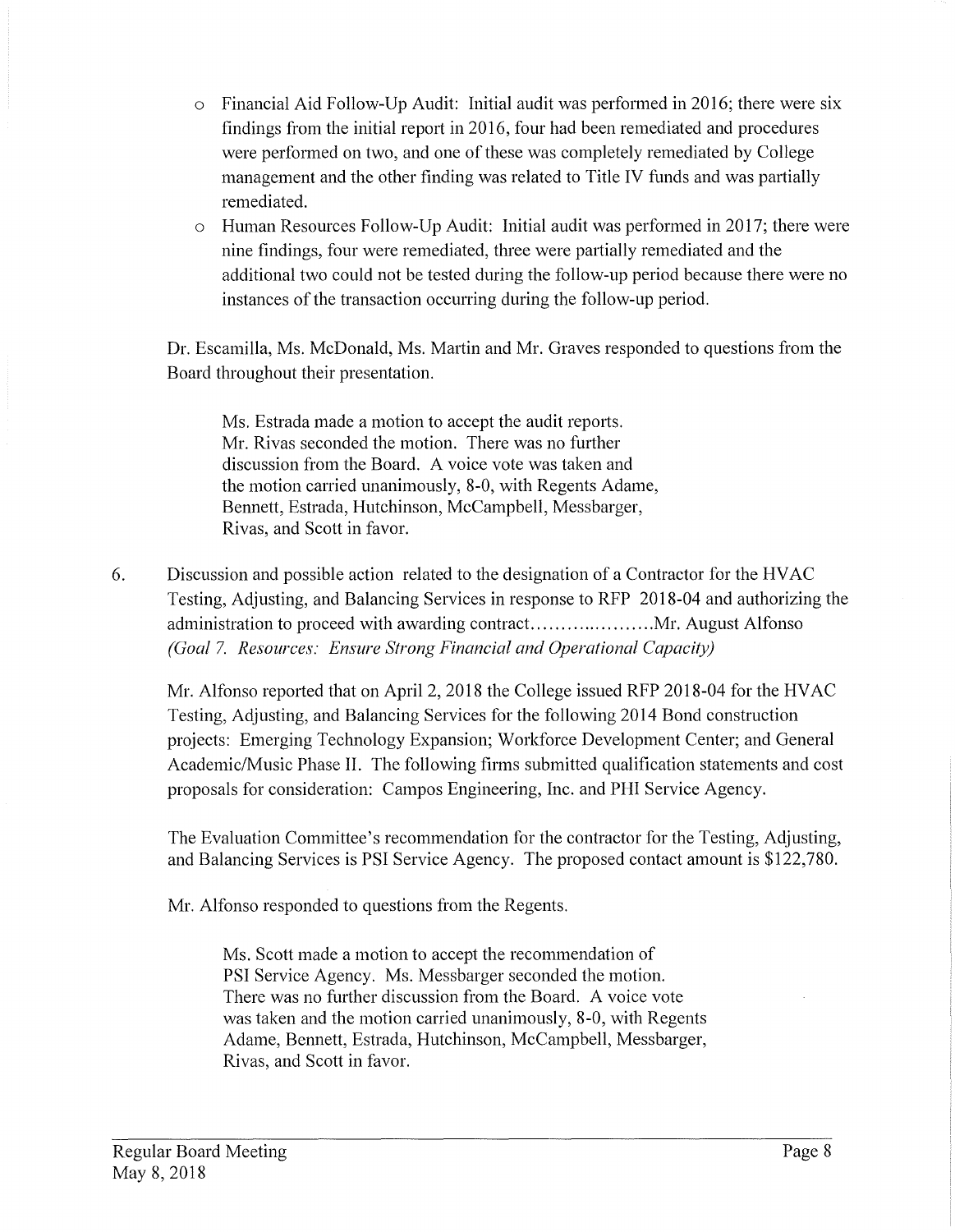- Financial Aid Follow-Up Audit: Initial audit was performed in 2016; there were six findings from the initial report in 2016, four had been remediated and procedures were performed on two, and one of these was completely remediated by College management and the other finding was related to Title IV funds and was partially remediated.
- Human Resources Follow-Up Audit: Initial audit was performed in 2017; there were nine findings, four were remediated, three were partially remediated and the additional two could not be tested during the follow-up period because there were no instances of the transaction occurring during the follow-up period.

Dr. Escamilla, Ms. McDonald, Ms. Martin and Mr. Graves responded to questions from the Board throughout their presentation.

> Ms. Estrada made a motion to accept the audit reports. Mr. Rivas seconded the motion. There was no further discussion from the Board. A voice vote was taken and the motion carried unanimously, 8-0, with Regents Adame, Bennett, Estrada, Hutchinson, McCampbell, Messbarger, Rivas, and Scott in favor.

6. Discussion and possible action related to the designation of a Contractor for the HVAC Testing, Adjusting, and Balancing Services in response to RFP 2018-04 and authorizing the administration to proceed with awarding contract.....................Mr. August Alfonso
*(Goal 7. Resources: Ensure Strong Financial and Operational Capacity)*

Mr. Alfonso reported that on April 2, 2018 the College issued RFP 2018-04 for the HVAC Testing, Adjusting, and Balancing Services for the following 2014 Bond construction projects: Emerging Technology Expansion; Workforce Development Center; and General Academic/Music Phase II. The following firms submitted qualification statements and cost proposals for consideration: Campos Engineering, Inc. and PHI Service Agency.

The Evaluation Committee's recommendation for the contractor for the Testing, Adjusting, and Balancing Services is PSI Service Agency. The proposed contact amount is $122,780.

Mr. Alfonso responded to questions from the Regents.

> Ms. Scott made a motion to accept the recommendation of PSI Service Agency. Ms. Messbarger seconded the motion. There was no further discussion from the Board. A voice vote was taken and the motion carried unanimously, 8-0, with Regents Adame, Bennett, Estrada, Hutchinson, McCampbell, Messbarger, Rivas, and Scott in favor.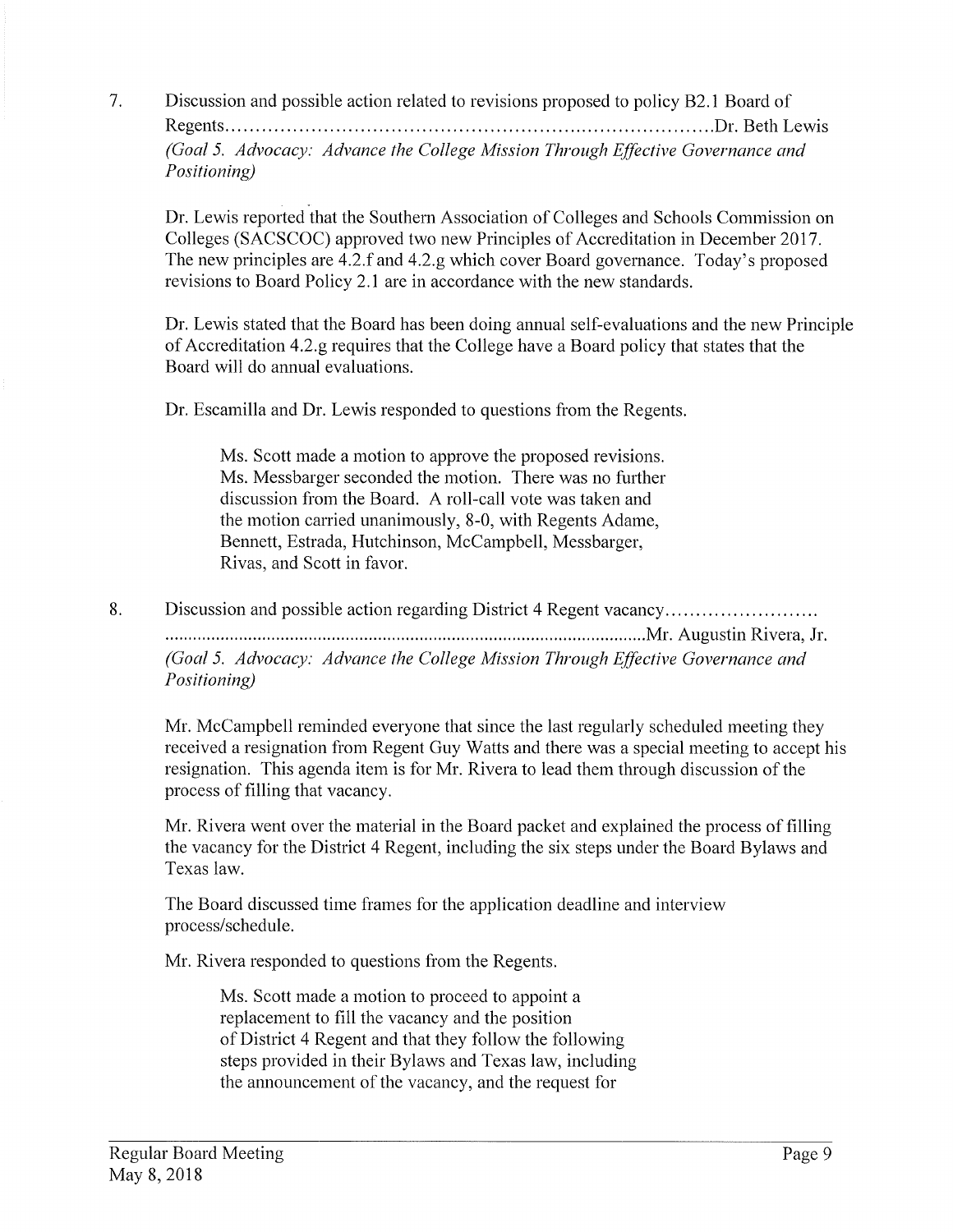7. Discussion and possible action related to revisions proposed to policy B2.1 Board of Regents..........................................................................................Dr. Beth Lewis
*(Goal 5. Advocacy: Advance the College Mission Through Effective Governance and Positioning)*

Dr. Lewis reported that the Southern Association of Colleges and Schools Commission on Colleges (SACSCOC) approved two new Principles of Accreditation in December 2017. The new principles are 4.2.f and 4.2.g which cover Board governance. Today's proposed revisions to Board Policy 2.1 are in accordance with the new standards.

Dr. Lewis stated that the Board has been doing annual self-evaluations and the new Principle of Accreditation 4.2.g requires that the College have a Board policy that states that the Board will do annual evaluations.

Dr. Escamilla and Dr. Lewis responded to questions from the Regents.

> Ms. Scott made a motion to approve the proposed revisions. Ms. Messbarger seconded the motion. There was no further discussion from the Board. A roll-call vote was taken and the motion carried unanimously, 8-0, with Regents Adame, Bennett, Estrada, Hutchinson, McCampbell, Messbarger, Rivas, and Scott in favor.

8. Discussion and possible action regarding District 4 Regent vacancy..........................................................................................................Mr. Augustin Rivera, Jr.
*(Goal 5. Advocacy: Advance the College Mission Through Effective Governance and Positioning)*

Mr. McCampbell reminded everyone that since the last regularly scheduled meeting they received a resignation from Regent Guy Watts and there was a special meeting to accept his resignation. This agenda item is for Mr. Rivera to lead them through discussion of the process of filling that vacancy.

Mr. Rivera went over the material in the Board packet and explained the process of filling the vacancy for the District 4 Regent, including the six steps under the Board Bylaws and Texas law.

The Board discussed time frames for the application deadline and interview process/schedule.

Mr. Rivera responded to questions from the Regents.

> Ms. Scott made a motion to proceed to appoint a replacement to fill the vacancy and the position of District 4 Regent and that they follow the following steps provided in their Bylaws and Texas law, including the announcement of the vacancy, and the request for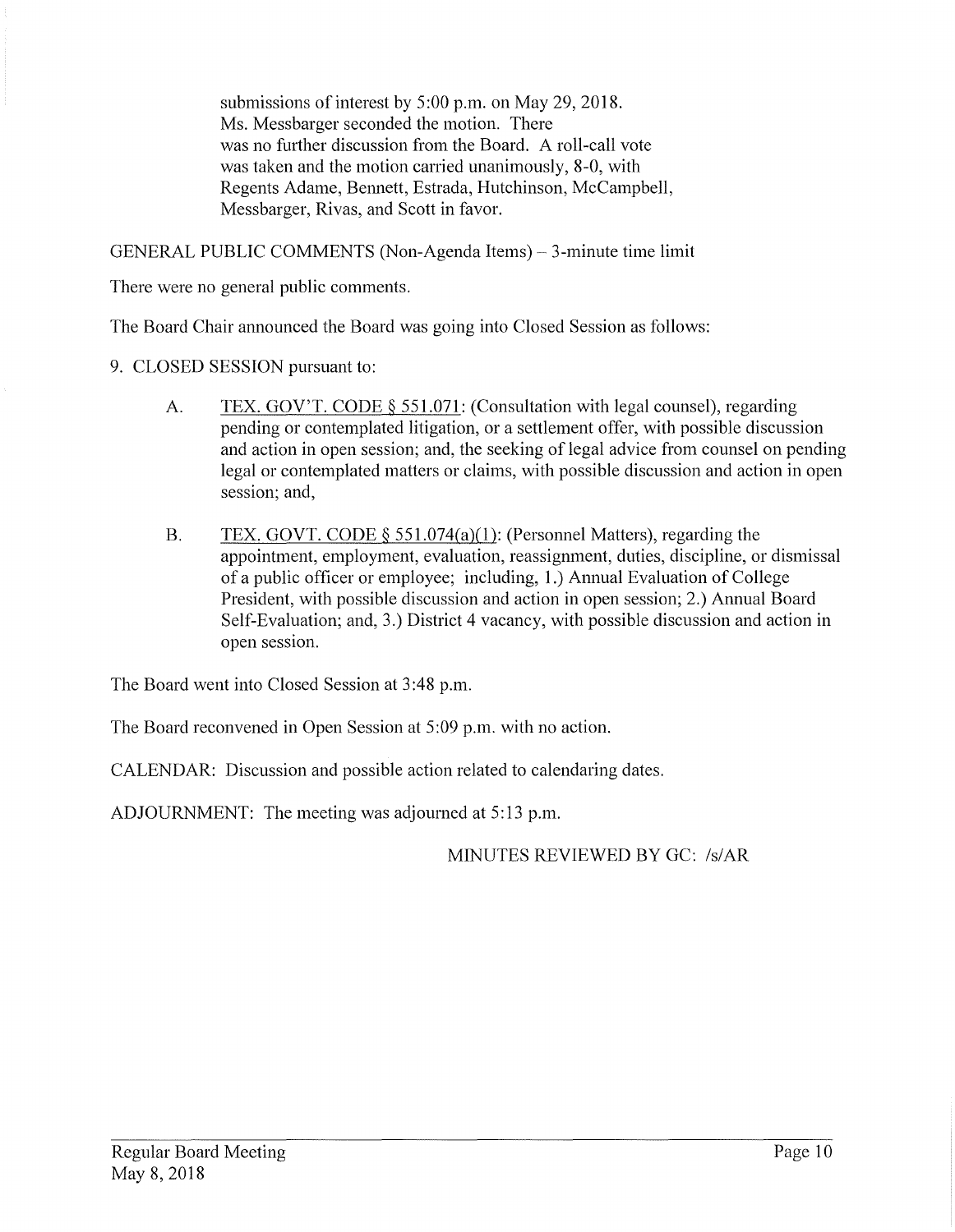submissions of interest by 5:00 p.m. on May 29, 2018. Ms. Messbarger seconded the motion. There was no further discussion from the Board. A roll-call vote was taken and the motion carried unanimously, 8-0, with Regents Adame, Bennett, Estrada, Hutchinson, McCampbell, Messbarger, Rivas, and Scott in favor.

GENERAL PUBLIC COMMENTS (Non-Agenda Items) – 3-minute time limit

There were no general public comments.

The Board Chair announced the Board was going into Closed Session as follows:

9. CLOSED SESSION pursuant to:

   A. TEX. GOV'T. CODE § 551.071: (Consultation with legal counsel), regarding pending or contemplated litigation, or a settlement offer, with possible discussion and action in open session; and, the seeking of legal advice from counsel on pending legal or contemplated matters or claims, with possible discussion and action in open session; and,

   B. TEX. GOVT. CODE § 551.074(a)(1): (Personnel Matters), regarding the appointment, employment, evaluation, reassignment, duties, discipline, or dismissal of a public officer or employee; including, 1.) Annual Evaluation of College President, with possible discussion and action in open session; 2.) Annual Board Self-Evaluation; and, 3.) District 4 vacancy, with possible discussion and action in open session.

The Board went into Closed Session at 3:48 p.m.

The Board reconvened in Open Session at 5:09 p.m. with no action.

CALENDAR: Discussion and possible action related to calendaring dates.

ADJOURNMENT: The meeting was adjourned at 5:13 p.m.

MINUTES REVIEWED BY GC: /s/AR